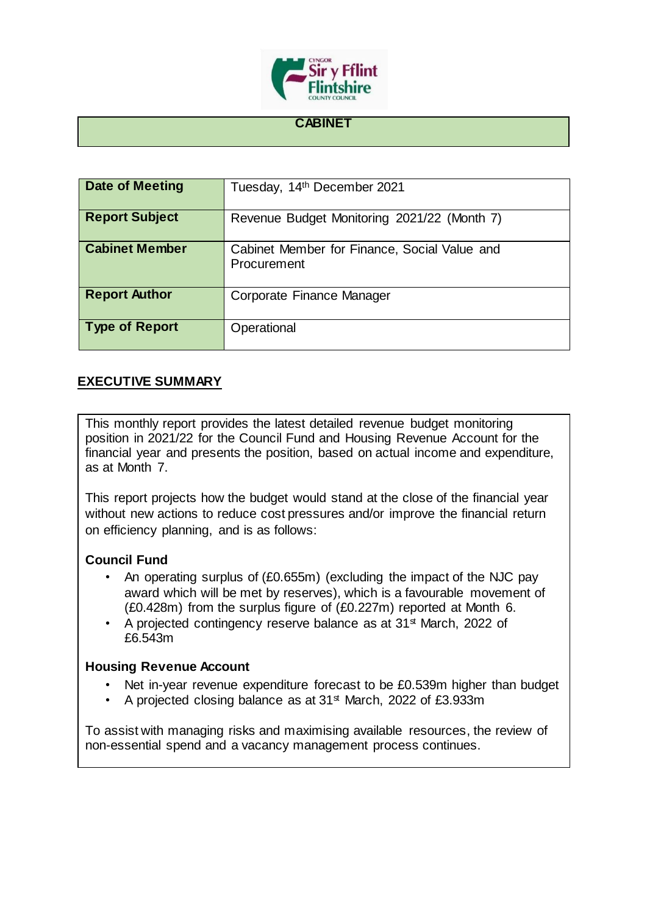# CABINET

| Date of Meeting | Tuesday, 14th December 2021 |
|---|---|
| Report Subject | Revenue Budget Monitoring 2021/22 (Month 7) |
| Cabinet Member | Cabinet Member for Finance, Social Value and Procurement |
| Report Author | Corporate Finance Manager |
| Type of Report | Operational |

## EXECUTIVE SUMMARY

This monthly report provides the latest detailed revenue budget monitoring position in 2021/22 for the Council Fund and Housing Revenue Account for the financial year and presents the position, based on actual income and expenditure, as at Month 7.

This report projects how the budget would stand at the close of the financial year without new actions to reduce cost pressures and/or improve the financial return on efficiency planning, and is as follows:

**Council Fund**

- An operating surplus of (£0.655m) (excluding the impact of the NJC pay award which will be met by reserves), which is a favourable movement of (£0.428m) from the surplus figure of (£0.227m) reported at Month 6.
- A projected contingency reserve balance as at 31st March, 2022 of £6.543m

**Housing Revenue Account**

- Net in-year revenue expenditure forecast to be £0.539m higher than budget
- A projected closing balance as at 31st March, 2022 of £3.933m

To assist with managing risks and maximising available resources, the review of non-essential spend and a vacancy management process continues.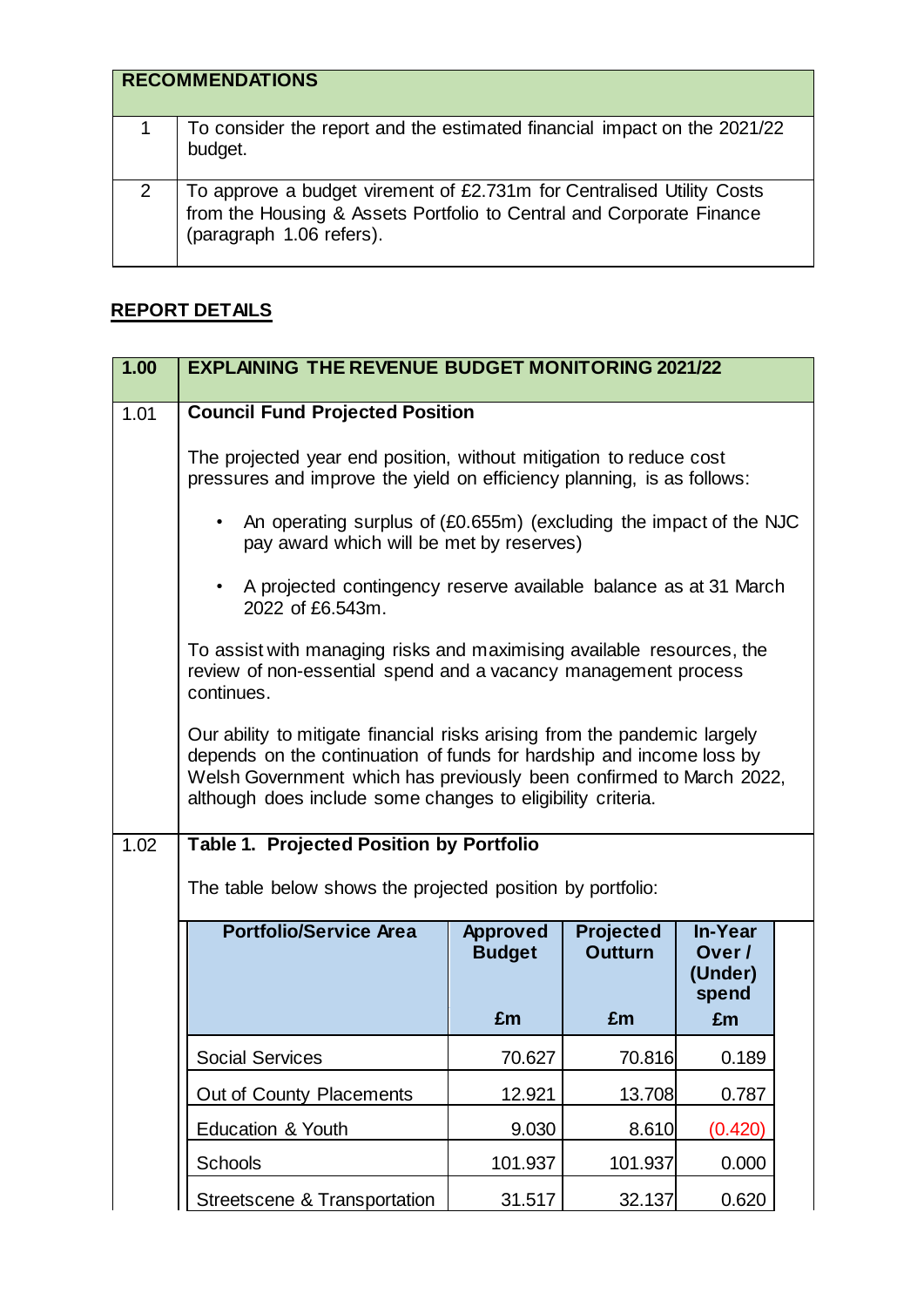| RECOMMENDATIONS | |
|---|---|
| 1 | To consider the report and the estimated financial impact on the 2021/22 budget. |
| 2 | To approve a budget virement of £2.731m for Centralised Utility Costs from the Housing & Assets Portfolio to Central and Corporate Finance (paragraph 1.06 refers). |

## REPORT DETAILS

| 1.00 | EXPLAINING THE REVENUE BUDGET MONITORING 2021/22 |
|---|---|

**1.01 Council Fund Projected Position**

The projected year end position, without mitigation to reduce cost pressures and improve the yield on efficiency planning, is as follows:

- An operating surplus of (£0.655m) (excluding the impact of the NJC pay award which will be met by reserves)
- A projected contingency reserve available balance as at 31 March 2022 of £6.543m.

To assist with managing risks and maximising available resources, the review of non-essential spend and a vacancy management process continues.

Our ability to mitigate financial risks arising from the pandemic largely depends on the continuation of funds for hardship and income loss by Welsh Government which has previously been confirmed to March 2022, although does include some changes to eligibility criteria.

**1.02 Table 1. Projected Position by Portfolio**

The table below shows the projected position by portfolio:

| Portfolio/Service Area | Approved Budget £m | Projected Outturn £m | In-Year Over / (Under) spend £m |
|---|---|---|---|
| Social Services | 70.627 | 70.816 | 0.189 |
| Out of County Placements | 12.921 | 13.708 | 0.787 |
| Education & Youth | 9.030 | 8.610 | (0.420) |
| Schools | 101.937 | 101.937 | 0.000 |
| Streetscene & Transportation | 31.517 | 32.137 | 0.620 |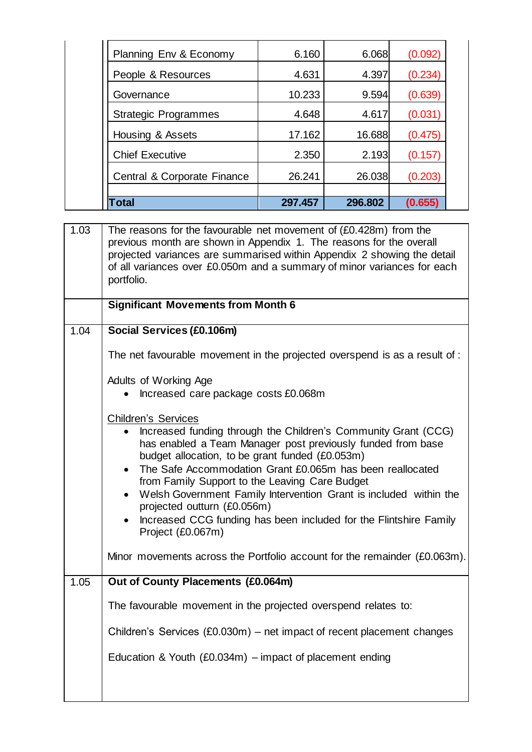| | | | |
|---|---|---|---|
| Planning Env & Economy | 6.160 | 6.068 | (0.092) |
| People & Resources | 4.631 | 4.397 | (0.234) |
| Governance | 10.233 | 9.594 | (0.639) |
| Strategic Programmes | 4.648 | 4.617 | (0.031) |
| Housing & Assets | 17.162 | 16.688 | (0.475) |
| Chief Executive | 2.350 | 2.193 | (0.157) |
| Central & Corporate Finance | 26.241 | 26.038 | (0.203) |
| | | | |
| **Total** | **297.457** | **296.802** | **(0.655)** |

| | |
|---|---|
| 1.03 | The reasons for the favourable net movement of (£0.428m) from the previous month are shown in Appendix 1. The reasons for the overall projected variances are summarised within Appendix 2 showing the detail of all variances over £0.050m and a summary of minor variances for each portfolio. |
| | **Significant Movements from Month 6** |
| 1.04 | **Social Services (£0.106m)**<br><br>The net favourable movement in the projected overspend is as a result of :<br><br>Adults of Working Age<br>• Increased care package costs £0.068m<br><br>Children's Services<br>• Increased funding through the Children's Community Grant (CCG) has enabled a Team Manager post previously funded from base budget allocation, to be grant funded (£0.053m)<br>• The Safe Accommodation Grant £0.065m has been reallocated from Family Support to the Leaving Care Budget<br>• Welsh Government Family Intervention Grant is included within the projected outturn (£0.056m)<br>• Increased CCG funding has been included for the Flintshire Family Project (£0.067m)<br><br>Minor movements across the Portfolio account for the remainder (£0.063m). |
| 1.05 | **Out of County Placements (£0.064m)**<br><br>The favourable movement in the projected overspend relates to:<br><br>Children's Services (£0.030m) – net impact of recent placement changes<br><br>Education & Youth (£0.034m) – impact of placement ending |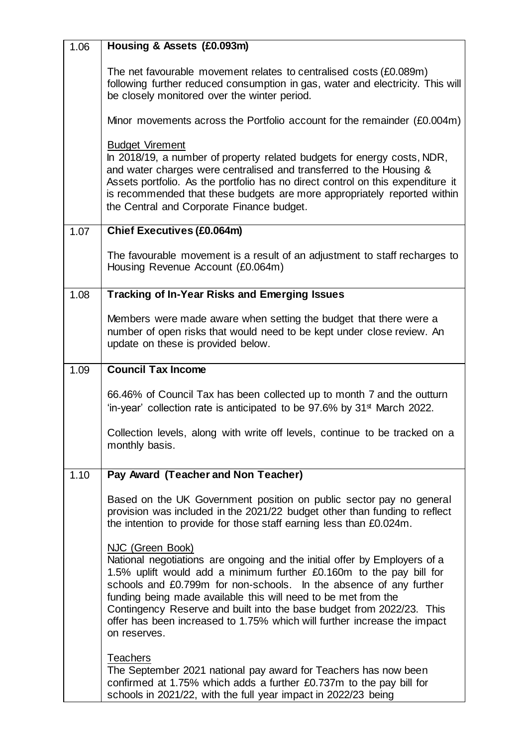| | |
|---|---|
| 1.06 | **Housing & Assets (£0.093m)**<br><br>The net favourable movement relates to centralised costs (£0.089m) following further reduced consumption in gas, water and electricity. This will be closely monitored over the winter period.<br><br>Minor movements across the Portfolio account for the remainder (£0.004m)<br><br>Budget Virement<br>In 2018/19, a number of property related budgets for energy costs, NDR, and water charges were centralised and transferred to the Housing & Assets portfolio. As the portfolio has no direct control on this expenditure it is recommended that these budgets are more appropriately reported within the Central and Corporate Finance budget. |
| 1.07 | **Chief Executives (£0.064m)**<br><br>The favourable movement is a result of an adjustment to staff recharges to Housing Revenue Account (£0.064m) |
| 1.08 | **Tracking of In-Year Risks and Emerging Issues**<br><br>Members were made aware when setting the budget that there were a number of open risks that would need to be kept under close review. An update on these is provided below. |
| 1.09 | **Council Tax Income**<br><br>66.46% of Council Tax has been collected up to month 7 and the outturn 'in-year' collection rate is anticipated to be 97.6% by 31st March 2022.<br><br>Collection levels, along with write off levels, continue to be tracked on a monthly basis. |
| 1.10 | **Pay Award (Teacher and Non Teacher)**<br><br>Based on the UK Government position on public sector pay no general provision was included in the 2021/22 budget other than funding to reflect the intention to provide for those staff earning less than £0.024m.<br><br>NJC (Green Book)<br>National negotiations are ongoing and the initial offer by Employers of a 1.5% uplift would add a minimum further £0.160m to the pay bill for schools and £0.799m for non-schools. In the absence of any further funding being made available this will need to be met from the Contingency Reserve and built into the base budget from 2022/23. This offer has been increased to 1.75% which will further increase the impact on reserves.<br><br>Teachers<br>The September 2021 national pay award for Teachers has now been confirmed at 1.75% which adds a further £0.737m to the pay bill for schools in 2021/22, with the full year impact in 2022/23 being |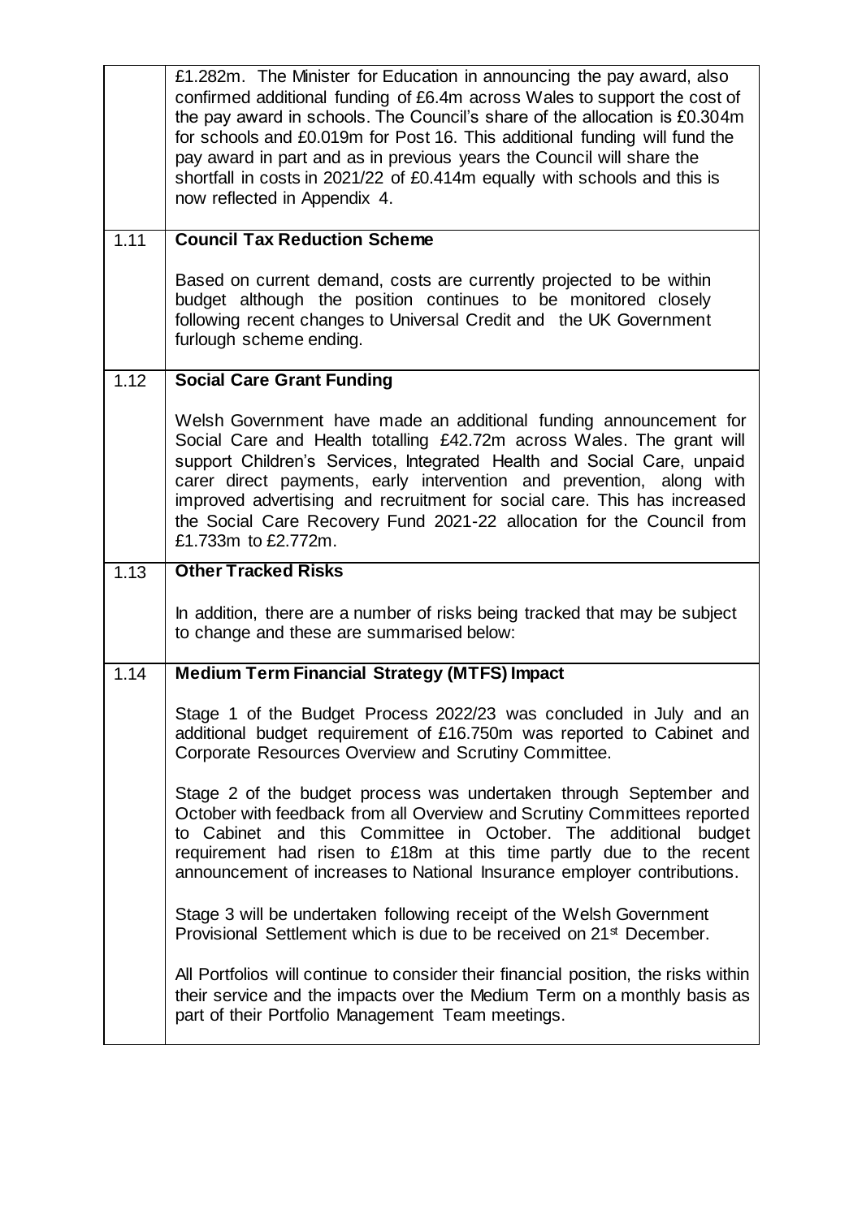|  |  |
|---|---|
|  | £1.282m. The Minister for Education in announcing the pay award, also confirmed additional funding of £6.4m across Wales to support the cost of the pay award in schools. The Council's share of the allocation is £0.304m for schools and £0.019m for Post 16. This additional funding will fund the pay award in part and as in previous years the Council will share the shortfall in costs in 2021/22 of £0.414m equally with schools and this is now reflected in Appendix 4. |
| 1.11 | **Council Tax Reduction Scheme**<br><br>Based on current demand, costs are currently projected to be within budget although the position continues to be monitored closely following recent changes to Universal Credit and the UK Government furlough scheme ending. |
| 1.12 | **Social Care Grant Funding**<br><br>Welsh Government have made an additional funding announcement for Social Care and Health totalling £42.72m across Wales. The grant will support Children's Services, Integrated Health and Social Care, unpaid carer direct payments, early intervention and prevention, along with improved advertising and recruitment for social care. This has increased the Social Care Recovery Fund 2021-22 allocation for the Council from £1.733m to £2.772m. |
| 1.13 | **Other Tracked Risks**<br><br>In addition, there are a number of risks being tracked that may be subject to change and these are summarised below: |
| 1.14 | **Medium Term Financial Strategy (MTFS) Impact**<br><br>Stage 1 of the Budget Process 2022/23 was concluded in July and an additional budget requirement of £16.750m was reported to Cabinet and Corporate Resources Overview and Scrutiny Committee.<br><br>Stage 2 of the budget process was undertaken through September and October with feedback from all Overview and Scrutiny Committees reported to Cabinet and this Committee in October. The additional budget requirement had risen to £18m at this time partly due to the recent announcement of increases to National Insurance employer contributions.<br><br>Stage 3 will be undertaken following receipt of the Welsh Government Provisional Settlement which is due to be received on 21st December.<br><br>All Portfolios will continue to consider their financial position, the risks within their service and the impacts over the Medium Term on a monthly basis as part of their Portfolio Management Team meetings. |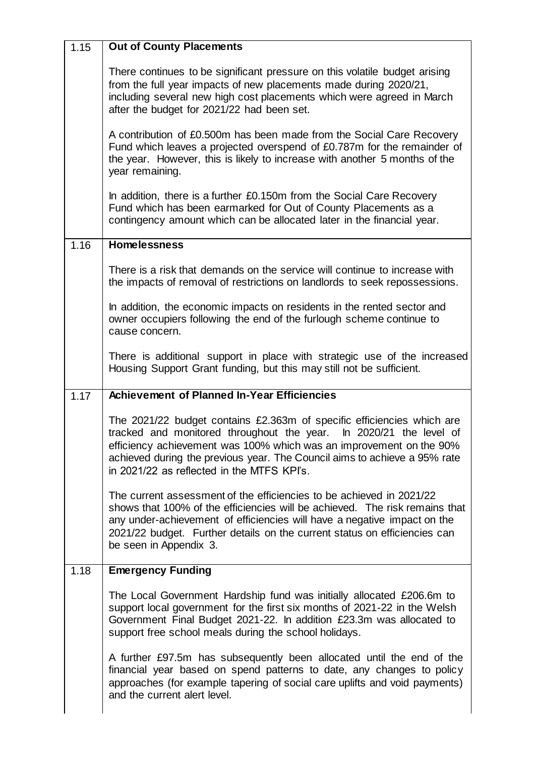| | |
|---|---|
| 1.15 | **Out of County Placements**<br><br>There continues to be significant pressure on this volatile budget arising from the full year impacts of new placements made during 2020/21, including several new high cost placements which were agreed in March after the budget for 2021/22 had been set.<br><br>A contribution of £0.500m has been made from the Social Care Recovery Fund which leaves a projected overspend of £0.787m for the remainder of the year. However, this is likely to increase with another 5 months of the year remaining.<br><br>In addition, there is a further £0.150m from the Social Care Recovery Fund which has been earmarked for Out of County Placements as a contingency amount which can be allocated later in the financial year. |
| 1.16 | **Homelessness**<br><br>There is a risk that demands on the service will continue to increase with the impacts of removal of restrictions on landlords to seek repossessions.<br><br>In addition, the economic impacts on residents in the rented sector and owner occupiers following the end of the furlough scheme continue to cause concern.<br><br>There is additional support in place with strategic use of the increased Housing Support Grant funding, but this may still not be sufficient. |
| 1.17 | **Achievement of Planned In-Year Efficiencies**<br><br>The 2021/22 budget contains £2.363m of specific efficiencies which are tracked and monitored throughout the year. In 2020/21 the level of efficiency achievement was 100% which was an improvement on the 90% achieved during the previous year. The Council aims to achieve a 95% rate in 2021/22 as reflected in the MTFS KPI's.<br><br>The current assessment of the efficiencies to be achieved in 2021/22 shows that 100% of the efficiencies will be achieved. The risk remains that any under-achievement of efficiencies will have a negative impact on the 2021/22 budget. Further details on the current status on efficiencies can be seen in Appendix 3. |
| 1.18 | **Emergency Funding**<br><br>The Local Government Hardship fund was initially allocated £206.6m to support local government for the first six months of 2021-22 in the Welsh Government Final Budget 2021-22. In addition £23.3m was allocated to support free school meals during the school holidays.<br><br>A further £97.5m has subsequently been allocated until the end of the financial year based on spend patterns to date, any changes to policy approaches (for example tapering of social care uplifts and void payments) and the current alert level. |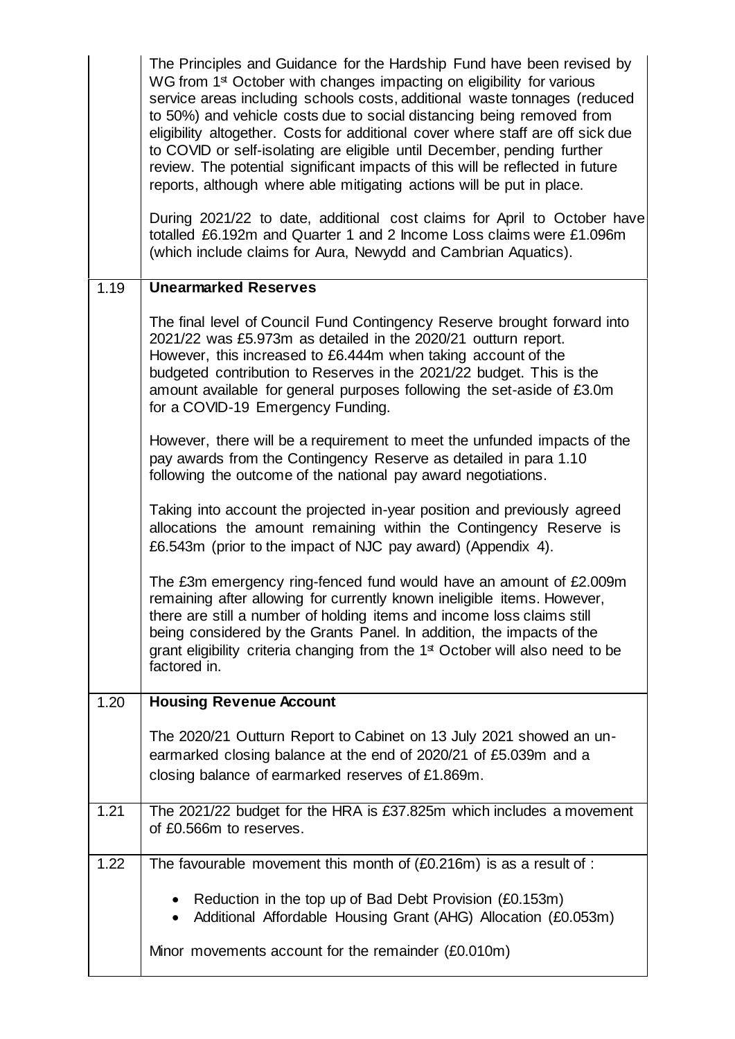| | |
|---|---|
| | The Principles and Guidance for the Hardship Fund have been revised by WG from 1st October with changes impacting on eligibility for various service areas including schools costs, additional waste tonnages (reduced to 50%) and vehicle costs due to social distancing being removed from eligibility altogether. Costs for additional cover where staff are off sick due to COVID or self-isolating are eligible until December, pending further review. The potential significant impacts of this will be reflected in future reports, although where able mitigating actions will be put in place.<br><br>During 2021/22 to date, additional cost claims for April to October have totalled £6.192m and Quarter 1 and 2 Income Loss claims were £1.096m (which include claims for Aura, Newydd and Cambrian Aquatics). |
| 1.19 | **Unearmarked Reserves**<br><br>The final level of Council Fund Contingency Reserve brought forward into 2021/22 was £5.973m as detailed in the 2020/21 outturn report. However, this increased to £6.444m when taking account of the budgeted contribution to Reserves in the 2021/22 budget. This is the amount available for general purposes following the set-aside of £3.0m for a COVID-19 Emergency Funding.<br><br>However, there will be a requirement to meet the unfunded impacts of the pay awards from the Contingency Reserve as detailed in para 1.10 following the outcome of the national pay award negotiations.<br><br>Taking into account the projected in-year position and previously agreed allocations the amount remaining within the Contingency Reserve is £6.543m (prior to the impact of NJC pay award) (Appendix 4).<br><br>The £3m emergency ring-fenced fund would have an amount of £2.009m remaining after allowing for currently known ineligible items. However, there are still a number of holding items and income loss claims still being considered by the Grants Panel. In addition, the impacts of the grant eligibility criteria changing from the 1st October will also need to be factored in. |
| 1.20 | **Housing Revenue Account**<br><br>The 2020/21 Outturn Report to Cabinet on 13 July 2021 showed an un-earmarked closing balance at the end of 2020/21 of £5.039m and a closing balance of earmarked reserves of £1.869m. |
| 1.21 | The 2021/22 budget for the HRA is £37.825m which includes a movement of £0.566m to reserves. |
| 1.22 | The favourable movement this month of (£0.216m) is as a result of :<br><br>• Reduction in the top up of Bad Debt Provision (£0.153m)<br>• Additional Affordable Housing Grant (AHG) Allocation (£0.053m)<br><br>Minor movements account for the remainder (£0.010m) |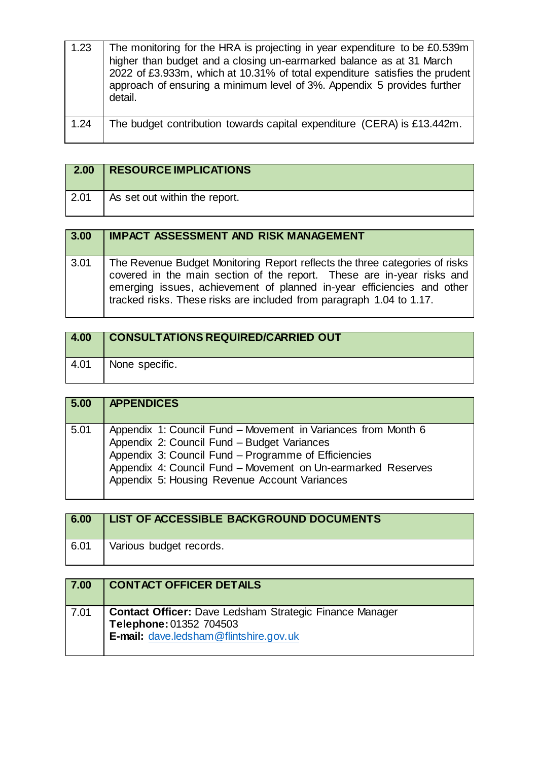| | |
|---|---|
| 1.23 | The monitoring for the HRA is projecting in year expenditure to be £0.539m higher than budget and a closing un-earmarked balance as at 31 March 2022 of £3.933m, which at 10.31% of total expenditure satisfies the prudent approach of ensuring a minimum level of 3%. Appendix 5 provides further detail. |
| 1.24 | The budget contribution towards capital expenditure (CERA) is £13.442m. |

| 2.00 | RESOURCE IMPLICATIONS |
|---|---|
| 2.01 | As set out within the report. |

| 3.00 | IMPACT ASSESSMENT AND RISK MANAGEMENT |
|---|---|
| 3.01 | The Revenue Budget Monitoring Report reflects the three categories of risks covered in the main section of the report. These are in-year risks and emerging issues, achievement of planned in-year efficiencies and other tracked risks. These risks are included from paragraph 1.04 to 1.17. |

| 4.00 | CONSULTATIONS REQUIRED/CARRIED OUT |
|---|---|
| 4.01 | None specific. |

| 5.00 | APPENDICES |
|---|---|
| 5.01 | Appendix 1: Council Fund – Movement in Variances from Month 6<br>Appendix 2: Council Fund – Budget Variances<br>Appendix 3: Council Fund – Programme of Efficiencies<br>Appendix 4: Council Fund – Movement on Un-earmarked Reserves<br>Appendix 5: Housing Revenue Account Variances |

| 6.00 | LIST OF ACCESSIBLE BACKGROUND DOCUMENTS |
|---|---|
| 6.01 | Various budget records. |

| 7.00 | CONTACT OFFICER DETAILS |
|---|---|
| 7.01 | **Contact Officer:** Dave Ledsham Strategic Finance Manager<br>**Telephone:** 01352 704503<br>**E-mail:** dave.ledsham@flintshire.gov.uk |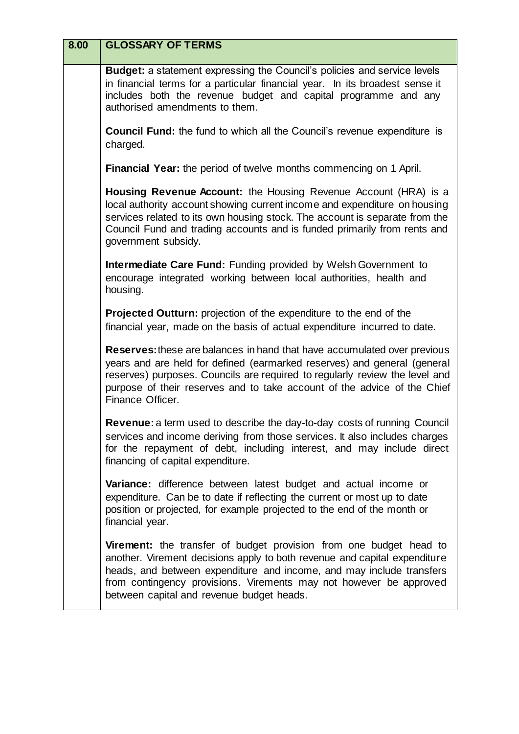| 8.00 | GLOSSARY OF TERMS |
|---|---|
| | **Budget:** a statement expressing the Council's policies and service levels in financial terms for a particular financial year. In its broadest sense it includes both the revenue budget and capital programme and any authorised amendments to them.<br><br>**Council Fund:** the fund to which all the Council's revenue expenditure is charged.<br><br>**Financial Year:** the period of twelve months commencing on 1 April.<br><br>**Housing Revenue Account:** the Housing Revenue Account (HRA) is a local authority account showing current income and expenditure on housing services related to its own housing stock. The account is separate from the Council Fund and trading accounts and is funded primarily from rents and government subsidy.<br><br>**Intermediate Care Fund:** Funding provided by Welsh Government to encourage integrated working between local authorities, health and housing.<br><br>**Projected Outturn:** projection of the expenditure to the end of the financial year, made on the basis of actual expenditure incurred to date.<br><br>**Reserves:** these are balances in hand that have accumulated over previous years and are held for defined (earmarked reserves) and general (general reserves) purposes. Councils are required to regularly review the level and purpose of their reserves and to take account of the advice of the Chief Finance Officer.<br><br>**Revenue:** a term used to describe the day-to-day costs of running Council services and income deriving from those services. It also includes charges for the repayment of debt, including interest, and may include direct financing of capital expenditure.<br><br>**Variance:** difference between latest budget and actual income or expenditure. Can be to date if reflecting the current or most up to date position or projected, for example projected to the end of the month or financial year.<br><br>**Virement:** the transfer of budget provision from one budget head to another. Virement decisions apply to both revenue and capital expenditure heads, and between expenditure and income, and may include transfers from contingency provisions. Virements may not however be approved between capital and revenue budget heads. |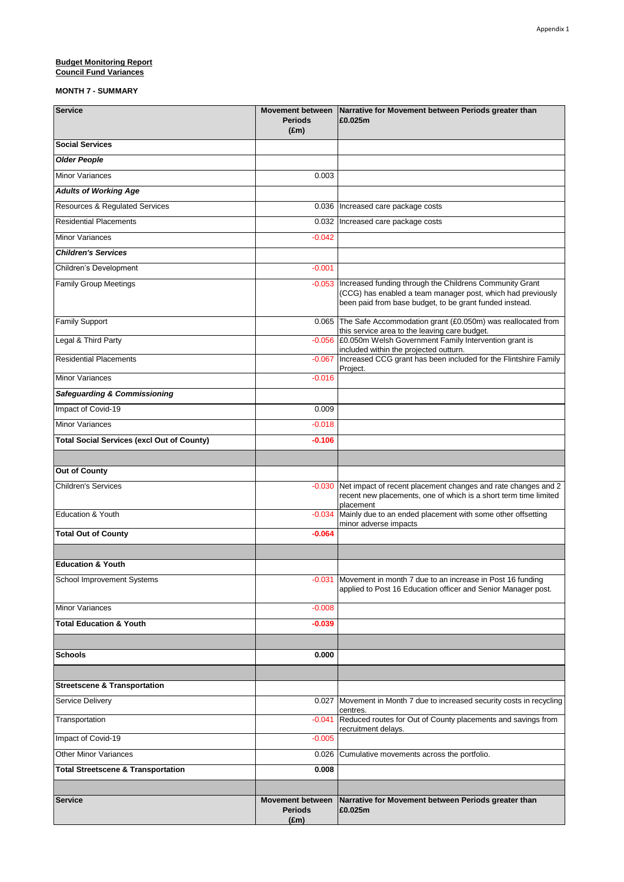Appendix 1

**Budget Monitoring Report**
**Council Fund Variances**

**MONTH 7 - SUMMARY**

| Service | Movement between Periods (£m) | Narrative for Movement between Periods greater than £0.025m |
|---|---|---|
| **Social Services** | | |
| ***Older People*** | | |
| Minor Variances | 0.003 | |
| ***Adults of Working Age*** | | |
| Resources & Regulated Services | 0.036 | Increased care package costs |
| Residential Placements | 0.032 | Increased care package costs |
| Minor Variances | -0.042 | |
| ***Children's Services*** | | |
| Children's Development | -0.001 | |
| Family Group Meetings | -0.053 | Increased funding through the Childrens Community Grant (CCG) has enabled a team manager post, which had previously been paid from base budget, to be grant funded instead. |
| Family Support | 0.065 | The Safe Accommodation grant (£0.050m) was reallocated from this service area to the leaving care budget. |
| Legal & Third Party | -0.056 | £0.050m Welsh Government Family Intervention grant is included within the projected outturn. |
| Residential Placements | -0.067 | Increased CCG grant has been included for the Flintshire Family Project. |
| Minor Variances | -0.016 | |
| ***Safeguarding & Commissioning*** | | |
| Impact of Covid-19 | 0.009 | |
| Minor Variances | -0.018 | |
| **Total Social Services (excl Out of County)** | **-0.106** | |
| | | |
| **Out of County** | | |
| Children's Services | -0.030 | Net impact of recent placement changes and rate changes and 2 recent new placements, one of which is a short term time limited placement |
| Education & Youth | -0.034 | Mainly due to an ended placement with some other offsetting minor adverse impacts |
| **Total Out of County** | **-0.064** | |
| | | |
| **Education & Youth** | | |
| School Improvement Systems | -0.031 | Movement in month 7 due to an increase in Post 16 funding applied to Post 16 Education officer and Senior Manager post. |
| Minor Variances | -0.008 | |
| **Total Education & Youth** | **-0.039** | |
| | | |
| **Schools** | **0.000** | |
| | | |
| **Streetscene & Transportation** | | |
| Service Delivery | 0.027 | Movement in Month 7 due to increased security costs in recycling centres. |
| Transportation | -0.041 | Reduced routes for Out of County placements and savings from recruitment delays. |
| Impact of Covid-19 | -0.005 | |
| Other Minor Variances | 0.026 | Cumulative movements across the portfolio. |
| **Total Streetscene & Transportation** | **0.008** | |
| | | |
| **Service** | **Movement between Periods (£m)** | **Narrative for Movement between Periods greater than £0.025m** |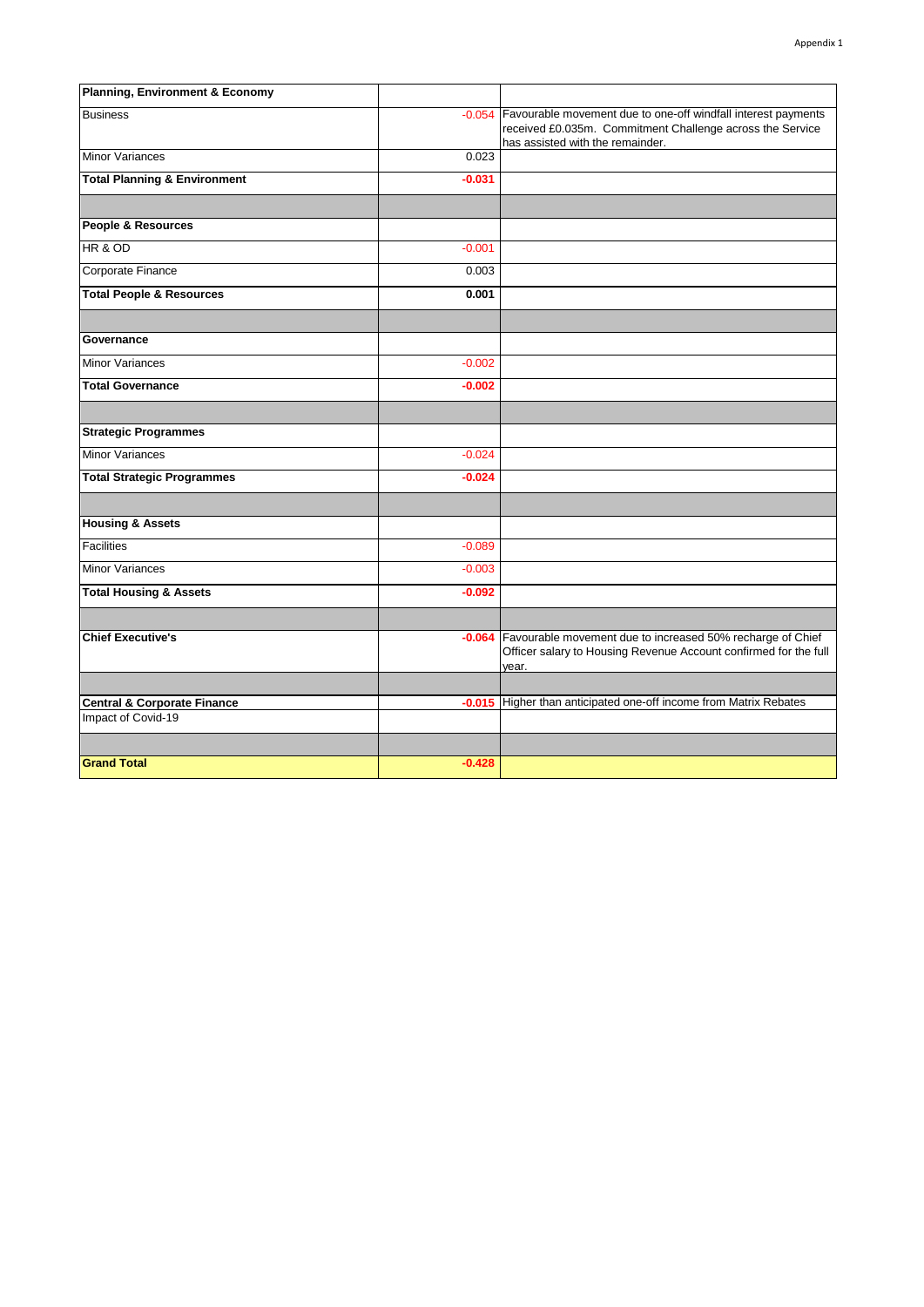Appendix 1

| Planning, Environment & Economy | | |
|---|---|---|
| Business | -0.054 | Favourable movement due to one-off windfall interest payments received £0.035m. Commitment Challenge across the Service has assisted with the remainder. |
| Minor Variances | 0.023 | |
| **Total Planning & Environment** | **-0.031** | |
| | | |
| **People & Resources** | | |
| HR & OD | -0.001 | |
| Corporate Finance | 0.003 | |
| **Total People & Resources** | **0.001** | |
| | | |
| **Governance** | | |
| Minor Variances | -0.002 | |
| **Total Governance** | **-0.002** | |
| | | |
| **Strategic Programmes** | | |
| Minor Variances | -0.024 | |
| **Total Strategic Programmes** | **-0.024** | |
| | | |
| **Housing & Assets** | | |
| Facilities | -0.089 | |
| Minor Variances | -0.003 | |
| **Total Housing & Assets** | **-0.092** | |
| | | |
| **Chief Executive's** | **-0.064** | Favourable movement due to increased 50% recharge of Chief Officer salary to Housing Revenue Account confirmed for the full year. |
| | | |
| **Central & Corporate Finance** | **-0.015** | Higher than anticipated one-off income from Matrix Rebates |
| Impact of Covid-19 | | |
| | | |
| **Grand Total** | **-0.428** | |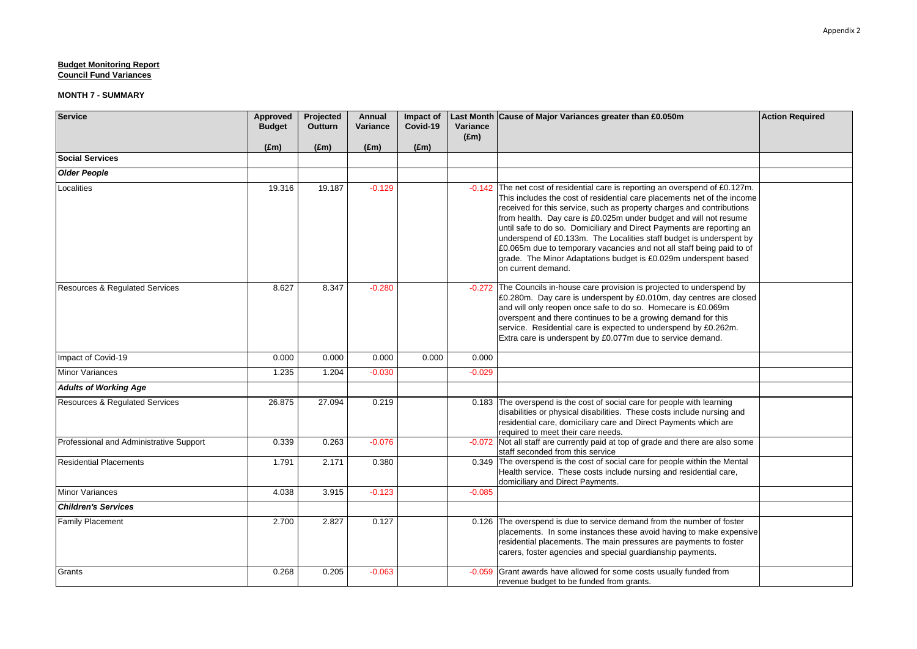**Budget Monitoring Report**
**Council Fund Variances**

**MONTH 7 - SUMMARY**

| Service | Approved Budget | Projected Outturn | Annual Variance | Impact of Covid-19 | Last Month Variance (£m) | Cause of Major Variances greater than £0.050m | Action Required |
|---|---|---|---|---|---|---|---|
| | (£m) | (£m) | (£m) | (£m) | | | |
| **Social Services** | | | | | | | |
| ***Older People*** | | | | | | | |
| Localities | 19.316 | 19.187 | -0.129 | | -0.142 | The net cost of residential care is reporting an overspend of £0.127m. This includes the cost of residential care placements net of the income received for this service, such as property charges and contributions from health. Day care is £0.025m under budget and will not resume until safe to do so. Domiciliary and Direct Payments are reporting an underspend of £0.133m. The Localities staff budget is underspent by £0.065m due to temporary vacancies and not all staff being paid to of grade. The Minor Adaptations budget is £0.029m underspent based on current demand. | |
| Resources & Regulated Services | 8.627 | 8.347 | -0.280 | | -0.272 | The Councils in-house care provision is projected to underspend by £0.280m. Day care is underspent by £0.010m, day centres are closed and will only reopen once safe to do so. Homecare is £0.069m overspent and there continues to be a growing demand for this service. Residential care is expected to underspend by £0.262m. Extra care is underspent by £0.077m due to service demand. | |
| Impact of Covid-19 | 0.000 | 0.000 | 0.000 | 0.000 | 0.000 | | |
| Minor Variances | 1.235 | 1.204 | -0.030 | | -0.029 | | |
| ***Adults of Working Age*** | | | | | | | |
| Resources & Regulated Services | 26.875 | 27.094 | 0.219 | | 0.183 | The overspend is the cost of social care for people with learning disabilities or physical disabilities. These costs include nursing and residential care, domiciliary care and Direct Payments which are required to meet their care needs. | |
| Professional and Administrative Support | 0.339 | 0.263 | -0.076 | | -0.072 | Not all staff are currently paid at top of grade and there are also some staff seconded from this service | |
| Residential Placements | 1.791 | 2.171 | 0.380 | | 0.349 | The overspend is the cost of social care for people within the Mental Health service. These costs include nursing and residential care, domiciliary and Direct Payments. | |
| Minor Variances | 4.038 | 3.915 | -0.123 | | -0.085 | | |
| ***Children's Services*** | | | | | | | |
| Family Placement | 2.700 | 2.827 | 0.127 | | 0.126 | The overspend is due to service demand from the number of foster placements. In some instances these avoid having to make expensive residential placements. The main pressures are payments to foster carers, foster agencies and special guardianship payments. | |
| Grants | 0.268 | 0.205 | -0.063 | | -0.059 | Grant awards have allowed for some costs usually funded from revenue budget to be funded from grants. | |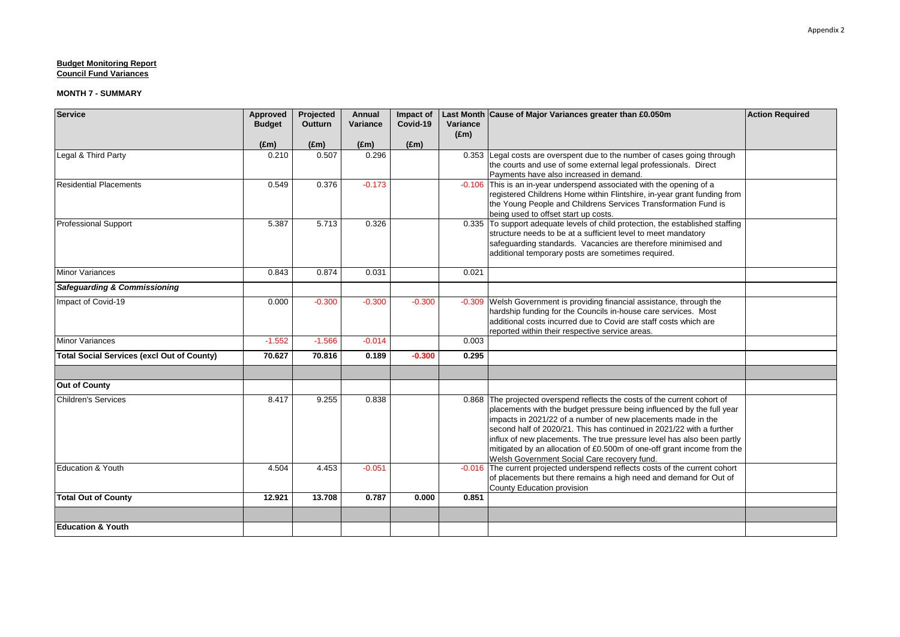**Budget Monitoring Report**
**Council Fund Variances**

**MONTH 7 - SUMMARY**

| Service | Approved Budget (£m) | Projected Outturn (£m) | Annual Variance (£m) | Impact of Covid-19 (£m) | Last Month Variance (£m) | Cause of Major Variances greater than £0.050m | Action Required |
|---|---|---|---|---|---|---|---|
| Legal & Third Party | 0.210 | 0.507 | 0.296 | | 0.353 | Legal costs are overspent due to the number of cases going through the courts and use of some external legal professionals. Direct Payments have also increased in demand. | |
| Residential Placements | 0.549 | 0.376 | -0.173 | | -0.106 | This is an in-year underspend associated with the opening of a registered Childrens Home within Flintshire, in-year grant funding from the Young People and Childrens Services Transformation Fund is being used to offset start up costs. | |
| Professional Support | 5.387 | 5.713 | 0.326 | | 0.335 | To support adequate levels of child protection, the established staffing structure needs to be at a sufficient level to meet mandatory safeguarding standards. Vacancies are therefore minimised and additional temporary posts are sometimes required. | |
| Minor Variances | 0.843 | 0.874 | 0.031 | | 0.021 | | |
| ***Safeguarding & Commissioning*** | | | | | | | |
| Impact of Covid-19 | 0.000 | -0.300 | -0.300 | -0.300 | -0.309 | Welsh Government is providing financial assistance, through the hardship funding for the Councils in-house care services. Most additional costs incurred due to Covid are staff costs which are reported within their respective service areas. | |
| Minor Variances | -1.552 | -1.566 | -0.014 | | 0.003 | | |
| **Total Social Services (excl Out of County)** | **70.627** | **70.816** | **0.189** | **-0.300** | **0.295** | | |
| | | | | | | | |
| **Out of County** | | | | | | | |
| Children's Services | 8.417 | 9.255 | 0.838 | | 0.868 | The projected overspend reflects the costs of the current cohort of placements with the budget pressure being influenced by the full year impacts in 2021/22 of a number of new placements made in the second half of 2020/21. This has continued in 2021/22 with a further influx of new placements. The true pressure level has also been partly mitigated by an allocation of £0.500m of one-off grant income from the Welsh Government Social Care recovery fund. | |
| Education & Youth | 4.504 | 4.453 | -0.051 | | -0.016 | The current projected underspend reflects costs of the current cohort of placements but there remains a high need and demand for Out of County Education provision | |
| **Total Out of County** | **12.921** | **13.708** | **0.787** | **0.000** | **0.851** | | |
| | | | | | | | |
| **Education & Youth** | | | | | | | |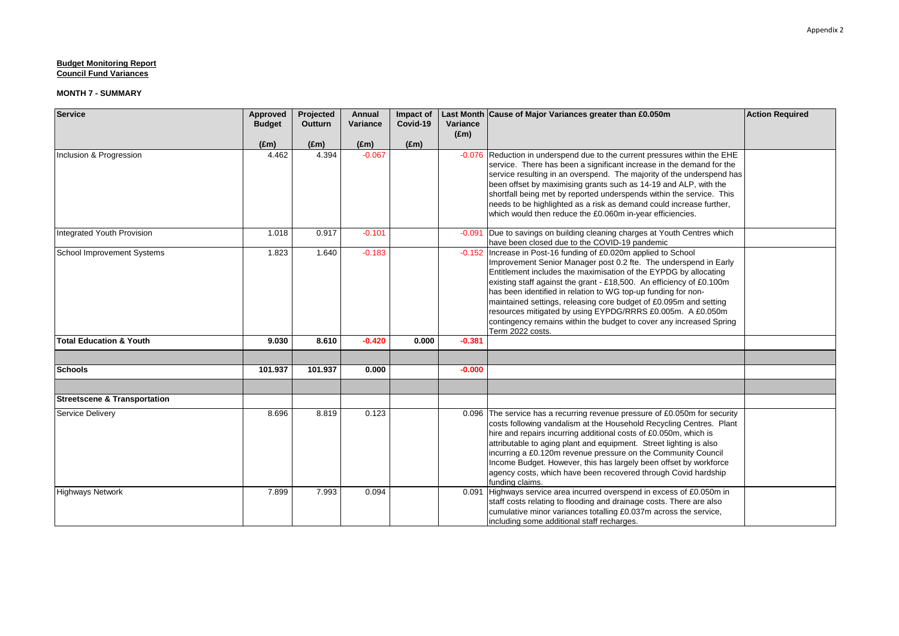Appendix 2

**Budget Monitoring Report**
**Council Fund Variances**

**MONTH 7 - SUMMARY**

| Service | Approved Budget (£m) | Projected Outturn (£m) | Annual Variance (£m) | Impact of Covid-19 (£m) | Last Month Variance (£m) | Cause of Major Variances greater than £0.050m | Action Required |
|---|---|---|---|---|---|---|---|
| Inclusion & Progression | 4.462 | 4.394 | -0.067 | | -0.076 | Reduction in underspend due to the current pressures within the EHE service. There has been a significant increase in the demand for the service resulting in an overspend. The majority of the underspend has been offset by maximising grants such as 14-19 and ALP, with the shortfall being met by reported underspends within the service. This needs to be highlighted as a risk as demand could increase further, which would then reduce the £0.060m in-year efficiencies. | |
| Integrated Youth Provision | 1.018 | 0.917 | -0.101 | | -0.091 | Due to savings on building cleaning charges at Youth Centres which have been closed due to the COVID-19 pandemic | |
| School Improvement Systems | 1.823 | 1.640 | -0.183 | | -0.152 | Increase in Post-16 funding of £0.020m applied to School Improvement Senior Manager post 0.2 fte. The underspend in Early Entitlement includes the maximisation of the EYPDG by allocating existing staff against the grant - £18,500. An efficiency of £0.100m has been identified in relation to WG top-up funding for non-maintained settings, releasing core budget of £0.095m and setting resources mitigated by using EYPDG/RRRS £0.005m. A £0.050m contingency remains within the budget to cover any increased Spring Term 2022 costs. | |
| **Total Education & Youth** | **9.030** | **8.610** | **-0.420** | **0.000** | **-0.381** | | |
| | | | | | | | |
| **Schools** | **101.937** | **101.937** | **0.000** | | **-0.000** | | |
| | | | | | | | |
| **Streetscene & Transportation** | | | | | | | |
| Service Delivery | 8.696 | 8.819 | 0.123 | | 0.096 | The service has a recurring revenue pressure of £0.050m for security costs following vandalism at the Household Recycling Centres. Plant hire and repairs incurring additional costs of £0.050m, which is attributable to aging plant and equipment. Street lighting is also incurring a £0.120m revenue pressure on the Community Council Income Budget. However, this has largely been offset by workforce agency costs, which have been recovered through Covid hardship funding claims. | |
| Highways Network | 7.899 | 7.993 | 0.094 | | 0.091 | Highways service area incurred overspend in excess of £0.050m in staff costs relating to flooding and drainage costs. There are also cumulative minor variances totalling £0.037m across the service, including some additional staff recharges. | |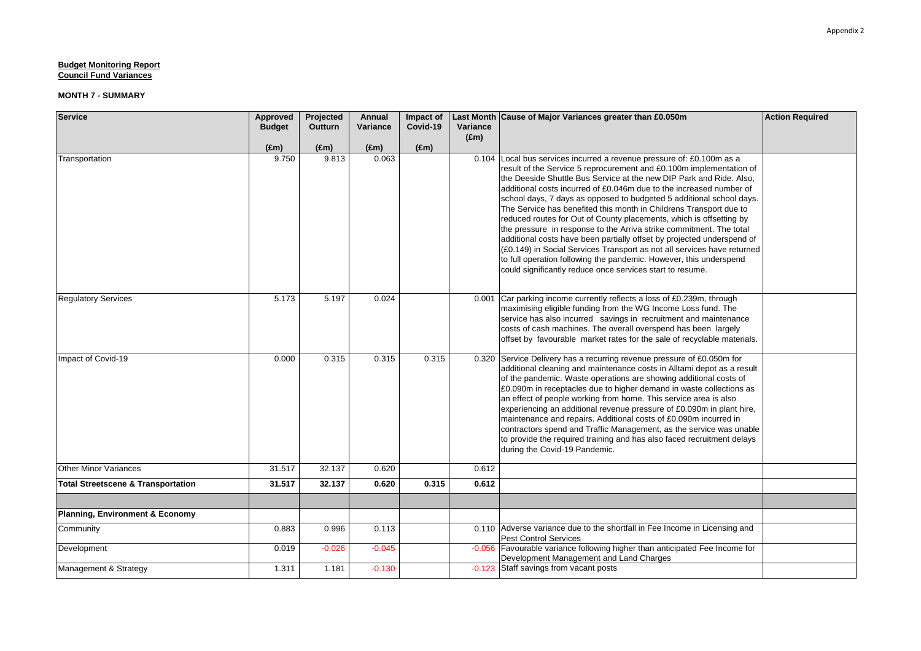Appendix 2

**Budget Monitoring Report**
**Council Fund Variances**

**MONTH 7 - SUMMARY**

| Service | Approved Budget | Projected Outturn | Annual Variance | Impact of Covid-19 | Last Month Variance (£m) | Cause of Major Variances greater than £0.050m | Action Required |
|---|---|---|---|---|---|---|---|
| | (£m) | (£m) | (£m) | (£m) | | | |
| Transportation | 9.750 | 9.813 | 0.063 | | 0.104 | Local bus services incurred a revenue pressure of: £0.100m as a result of the Service 5 reprocurement and £0.100m implementation of the Deeside Shuttle Bus Service at the new DIP Park and Ride. Also, additional costs incurred of £0.046m due to the increased number of school days, 7 days as opposed to budgeted 5 additional school days. The Service has benefited this month in Childrens Transport due to reduced routes for Out of County placements, which is offsetting by the pressure in response to the Arriva strike commitment. The total additional costs have been partially offset by projected underspend of (£0.149) in Social Services Transport as not all services have returned to full operation following the pandemic. However, this underspend could significantly reduce once services start to resume. | |
| Regulatory Services | 5.173 | 5.197 | 0.024 | | 0.001 | Car parking income currently reflects a loss of £0.239m, through maximising eligible funding from the WG Income Loss fund. The service has also incurred savings in recruitment and maintenance costs of cash machines. The overall overspend has been largely offset by favourable market rates for the sale of recyclable materials. | |
| Impact of Covid-19 | 0.000 | 0.315 | 0.315 | 0.315 | 0.320 | Service Delivery has a recurring revenue pressure of £0.050m for additional cleaning and maintenance costs in Alltami depot as a result of the pandemic. Waste operations are showing additional costs of £0.090m in receptacles due to higher demand in waste collections as an effect of people working from home. This service area is also experiencing an additional revenue pressure of £0.090m in plant hire, maintenance and repairs. Additional costs of £0.090m incurred in contractors spend and Traffic Management, as the service was unable to provide the required training and has also faced recruitment delays during the Covid-19 Pandemic. | |
| Other Minor Variances | 31.517 | 32.137 | 0.620 | | 0.612 | | |
| **Total Streetscene & Transportation** | **31.517** | **32.137** | **0.620** | **0.315** | **0.612** | | |
| | | | | | | | |
| **Planning, Environment & Economy** | | | | | | | |
| Community | 0.883 | 0.996 | 0.113 | | 0.110 | Adverse variance due to the shortfall in Fee Income in Licensing and Pest Control Services | |
| Development | 0.019 | -0.026 | -0.045 | | -0.056 | Favourable variance following higher than anticipated Fee Income for Development Management and Land Charges | |
| Management & Strategy | 1.311 | 1.181 | -0.130 | | -0.123 | Staff savings from vacant posts | |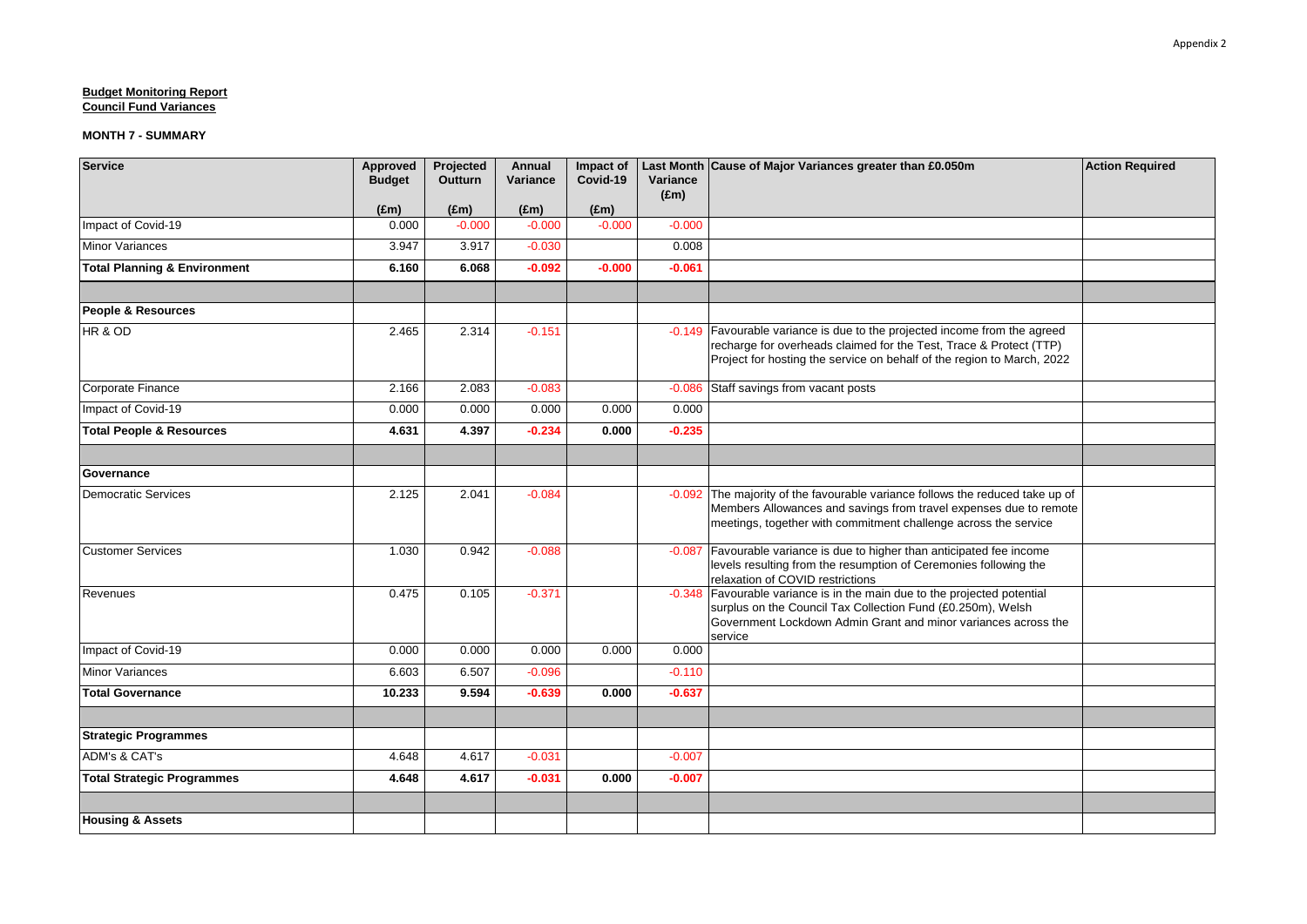**Budget Monitoring Report**
**Council Fund Variances**

**MONTH 7 - SUMMARY**

| Service | Approved Budget (£m) | Projected Outturn (£m) | Annual Variance (£m) | Impact of Covid-19 (£m) | Last Month Variance (£m) | Cause of Major Variances greater than £0.050m | Action Required |
|---|---|---|---|---|---|---|---|
| Impact of Covid-19 | 0.000 | -0.000 | -0.000 | -0.000 | -0.000 | | |
| Minor Variances | 3.947 | 3.917 | -0.030 | | 0.008 | | |
| **Total Planning & Environment** | **6.160** | **6.068** | **-0.092** | **-0.000** | **-0.061** | | |
| | | | | | | | |
| **People & Resources** | | | | | | | |
| HR & OD | 2.465 | 2.314 | -0.151 | | -0.149 | Favourable variance is due to the projected income from the agreed recharge for overheads claimed for the Test, Trace & Protect (TTP) Project for hosting the service on behalf of the region to March, 2022 | |
| Corporate Finance | 2.166 | 2.083 | -0.083 | | -0.086 | Staff savings from vacant posts | |
| Impact of Covid-19 | 0.000 | 0.000 | 0.000 | 0.000 | 0.000 | | |
| **Total People & Resources** | **4.631** | **4.397** | **-0.234** | **0.000** | **-0.235** | | |
| | | | | | | | |
| **Governance** | | | | | | | |
| Democratic Services | 2.125 | 2.041 | -0.084 | | -0.092 | The majority of the favourable variance follows the reduced take up of Members Allowances and savings from travel expenses due to remote meetings, together with commitment challenge across the service | |
| Customer Services | 1.030 | 0.942 | -0.088 | | -0.087 | Favourable variance is due to higher than anticipated fee income levels resulting from the resumption of Ceremonies following the relaxation of COVID restrictions | |
| Revenues | 0.475 | 0.105 | -0.371 | | -0.348 | Favourable variance is in the main due to the projected potential surplus on the Council Tax Collection Fund (£0.250m), Welsh Government Lockdown Admin Grant and minor variances across the service | |
| Impact of Covid-19 | 0.000 | 0.000 | 0.000 | 0.000 | 0.000 | | |
| Minor Variances | 6.603 | 6.507 | -0.096 | | -0.110 | | |
| **Total Governance** | **10.233** | **9.594** | **-0.639** | **0.000** | **-0.637** | | |
| | | | | | | | |
| **Strategic Programmes** | | | | | | | |
| ADM's & CAT's | 4.648 | 4.617 | -0.031 | | -0.007 | | |
| **Total Strategic Programmes** | **4.648** | **4.617** | **-0.031** | **0.000** | **-0.007** | | |
| | | | | | | | |
| **Housing & Assets** | | | | | | | |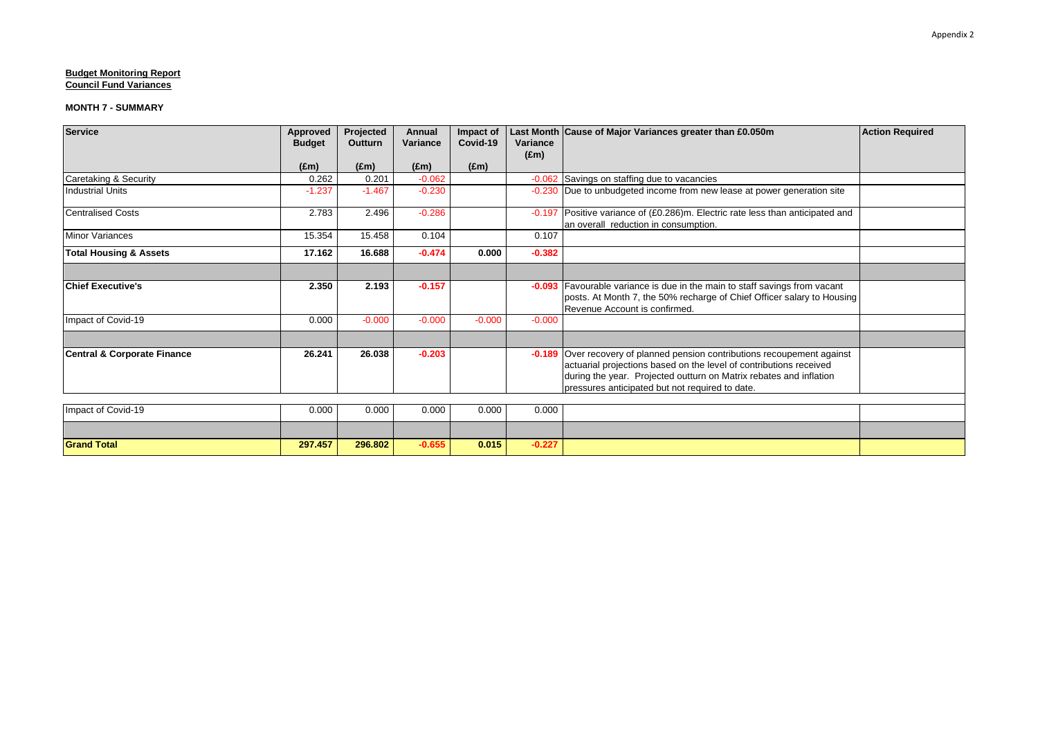Appendix 2

**Budget Monitoring Report**
**Council Fund Variances**

**MONTH 7 - SUMMARY**

| Service | Approved Budget | Projected Outturn | Annual Variance | Impact of Covid-19 | Last Month Variance | Cause of Major Variances greater than £0.050m | Action Required |
|---|---|---|---|---|---|---|---|
| | (£m) | (£m) | (£m) | (£m) | (£m) | | |
| Caretaking & Security | 0.262 | 0.201 | -0.062 | | -0.062 | Savings on staffing due to vacancies | |
| Industrial Units | -1.237 | -1.467 | -0.230 | | -0.230 | Due to unbudgeted income from new lease at power generation site | |
| Centralised Costs | 2.783 | 2.496 | -0.286 | | -0.197 | Positive variance of (£0.286)m. Electric rate less than anticipated and an overall reduction in consumption. | |
| Minor Variances | 15.354 | 15.458 | 0.104 | | 0.107 | | |
| **Total Housing & Assets** | **17.162** | **16.688** | **-0.474** | **0.000** | **-0.382** | | |
| | | | | | | | |
| **Chief Executive's** | **2.350** | **2.193** | **-0.157** | | **-0.093** | Favourable variance is due in the main to staff savings from vacant posts. At Month 7, the 50% recharge of Chief Officer salary to Housing Revenue Account is confirmed. | |
| Impact of Covid-19 | 0.000 | -0.000 | -0.000 | -0.000 | -0.000 | | |
| | | | | | | | |
| **Central & Corporate Finance** | **26.241** | **26.038** | **-0.203** | | **-0.189** | Over recovery of planned pension contributions recoupement against actuarial projections based on the level of contributions received during the year. Projected outturn on Matrix rebates and inflation pressures anticipated but not required to date. | |
| Impact of Covid-19 | 0.000 | 0.000 | 0.000 | 0.000 | 0.000 | | |
| | | | | | | | |
| **Grand Total** | **297.457** | **296.802** | **-0.655** | **0.015** | **-0.227** | | |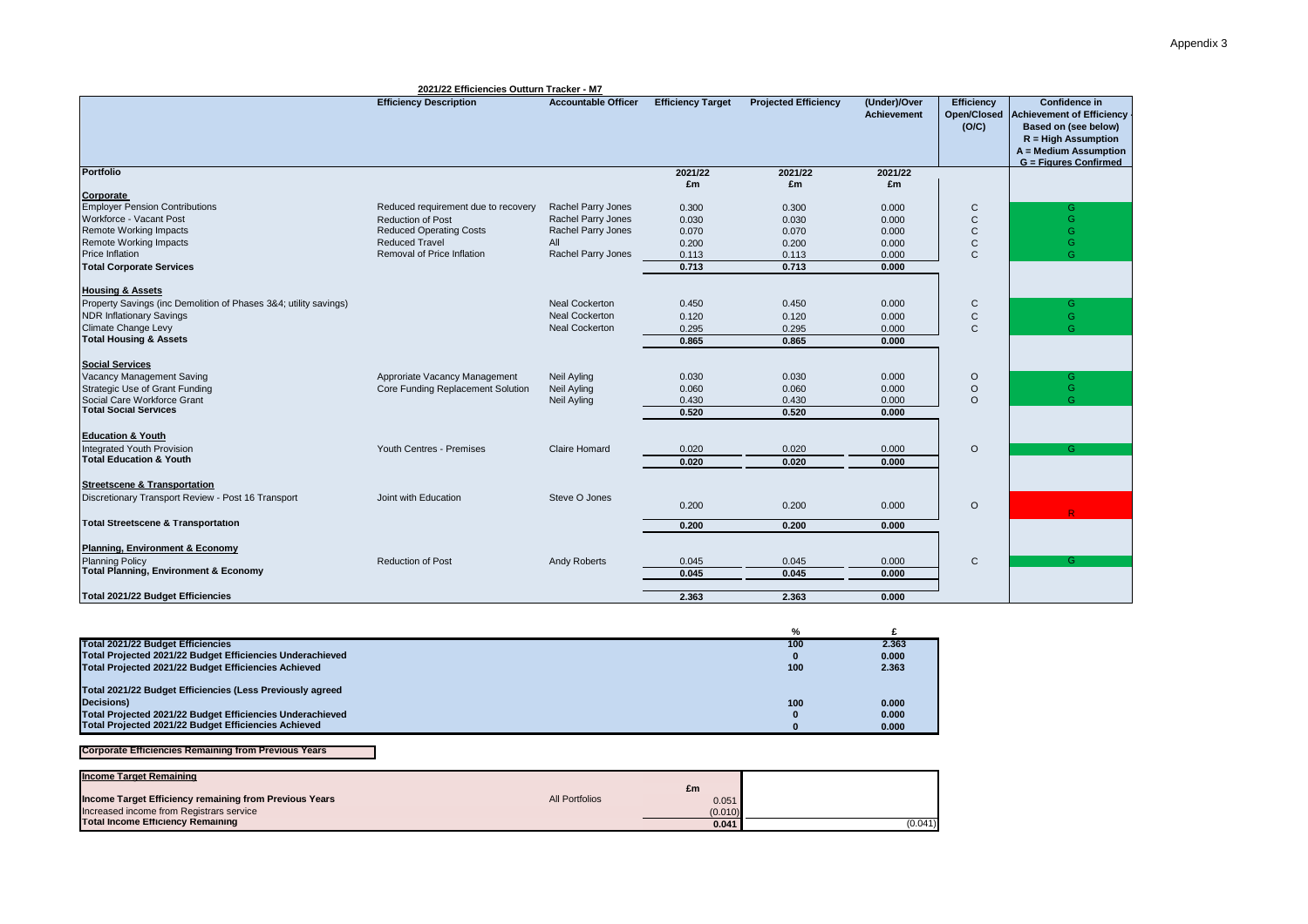Appendix 3

**2021/22 Efficiencies Outturn Tracker - M7**

| Portfolio | Efficiency Description | Accountable Officer | Efficiency Target | Projected Efficiency | (Under)/Over Achievement | Efficiency Open/Closed (O/C) | Confidence in Achievement of Efficiency - Based on (see below) R = High Assumption A = Medium Assumption G = Figures Confirmed |
|---|---|---|---|---|---|---|---|
| | | | 2021/22 | 2021/22 | 2021/22 | | |
| | | | £m | £m | £m | | |
| **Corporate** | | | | | | | |
| Employer Pension Contributions | Reduced requirement due to recovery | Rachel Parry Jones | 0.300 | 0.300 | 0.000 | C | G |
| Workforce - Vacant Post | Reduction of Post | Rachel Parry Jones | 0.030 | 0.030 | 0.000 | C | G |
| Remote Working Impacts | Reduced Operating Costs | Rachel Parry Jones | 0.070 | 0.070 | 0.000 | C | G |
| Remote Working Impacts | Reduced Travel | All | 0.200 | 0.200 | 0.000 | C | G |
| Price Inflation | Removal of Price Inflation | Rachel Parry Jones | 0.113 | 0.113 | 0.000 | C | G |
| **Total Corporate Services** | | | **0.713** | **0.713** | **0.000** | | |
| **Housing & Assets** | | | | | | | |
| Property Savings (inc Demolition of Phases 3&4; utility savings) | | Neal Cockerton | 0.450 | 0.450 | 0.000 | C | G |
| NDR Inflationary Savings | | Neal Cockerton | 0.120 | 0.120 | 0.000 | C | G |
| Climate Change Levy | | Neal Cockerton | 0.295 | 0.295 | 0.000 | C | G |
| **Total Housing & Assets** | | | **0.865** | **0.865** | **0.000** | | |
| **Social Services** | | | | | | | |
| Vacancy Management Saving | Approriate Vacancy Management | Neil Ayling | 0.030 | 0.030 | 0.000 | O | G |
| Strategic Use of Grant Funding | Core Funding Replacement Solution | Neil Ayling | 0.060 | 0.060 | 0.000 | O | G |
| Social Care Workforce Grant | | Neil Ayling | 0.430 | 0.430 | 0.000 | O | G |
| **Total Social Services** | | | **0.520** | **0.520** | **0.000** | | |
| **Education & Youth** | | | | | | | |
| Integrated Youth Provision | Youth Centres - Premises | Claire Homard | 0.020 | 0.020 | 0.000 | O | G |
| **Total Education & Youth** | | | **0.020** | **0.020** | **0.000** | | |
| **Streetscene & Transportation** | | | | | | | |
| Discretionary Transport Review - Post 16 Transport | Joint with Education | Steve O Jones | 0.200 | 0.200 | 0.000 | O | R |
| **Total Streetscene & Transportation** | | | **0.200** | **0.200** | **0.000** | | |
| **Planning, Environment & Economy** | | | | | | | |
| Planning Policy | Reduction of Post | Andy Roberts | 0.045 | 0.045 | 0.000 | C | G |
| **Total Planning, Environment & Economy** | | | **0.045** | **0.045** | **0.000** | | |
| **Total 2021/22 Budget Efficiencies** | | | **2.363** | **2.363** | **0.000** | | |

| | % | £ |
|---|---|---|
| **Total 2021/22 Budget Efficiencies** | **100** | **2.363** |
| **Total Projected 2021/22 Budget Efficiencies Underachieved** | **0** | **0.000** |
| **Total Projected 2021/22 Budget Efficiencies Achieved** | **100** | **2.363** |
| **Total 2021/22 Budget Efficiencies (Less Previously agreed Decisions)** | **100** | **0.000** |
| **Total Projected 2021/22 Budget Efficiencies Underachieved** | **0** | **0.000** |
| **Total Projected 2021/22 Budget Efficiencies Achieved** | **0** | **0.000** |

**Corporate Efficiencies Remaining from Previous Years**

| **Income Target Remaining** | | £m | |
|---|---|---|---|
| **Income Target Efficiency remaining from Previous Years** | All Portfolios | 0.051 | |
| Increased income from Registrars service | | (0.010) | |
| **Total Income Efficiency Remaining** | | **0.041** | (0.041) |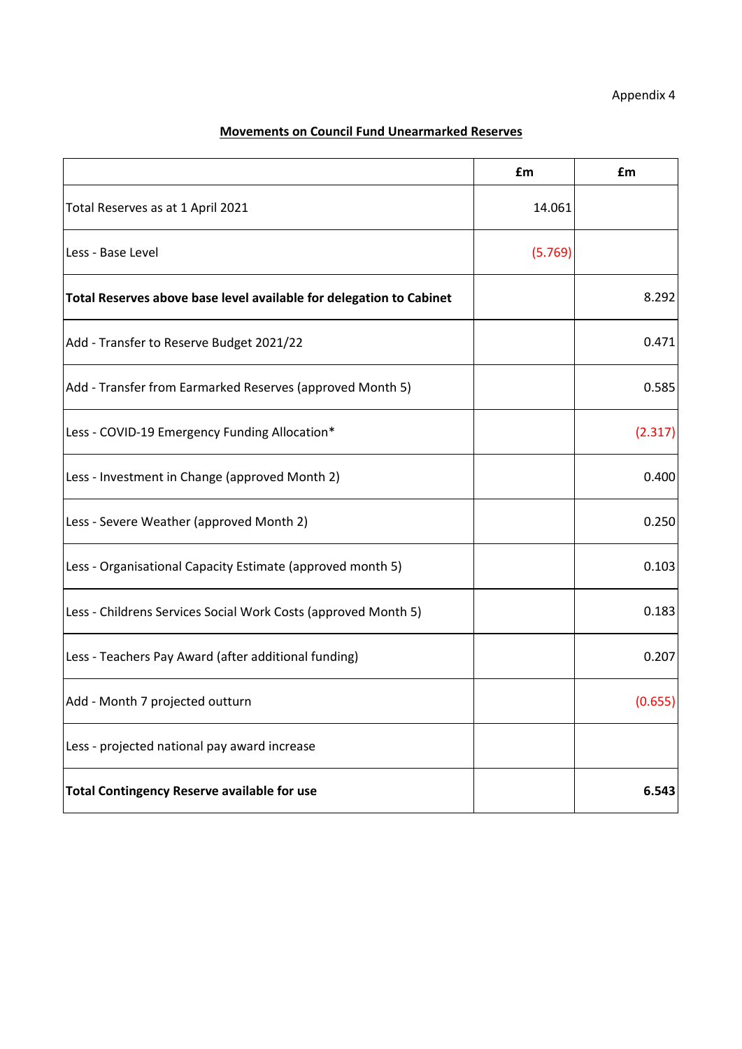Appendix 4

**Movements on Council Fund Unearmarked Reserves**

| | £m | £m |
|---|---|---|
| Total Reserves as at 1 April 2021 | 14.061 | |
| Less - Base Level | (5.769) | |
| **Total Reserves above base level available for delegation to Cabinet** | | 8.292 |
| Add - Transfer to Reserve Budget 2021/22 | | 0.471 |
| Add - Transfer from Earmarked Reserves (approved Month 5) | | 0.585 |
| Less - COVID-19 Emergency Funding Allocation* | | (2.317) |
| Less - Investment in Change (approved Month 2) | | 0.400 |
| Less - Severe Weather (approved Month 2) | | 0.250 |
| Less - Organisational Capacity Estimate (approved month 5) | | 0.103 |
| Less - Childrens Services Social Work Costs (approved Month 5) | | 0.183 |
| Less - Teachers Pay Award (after additional funding) | | 0.207 |
| Add - Month 7 projected outturn | | (0.655) |
| Less - projected national pay award increase | | |
| **Total Contingency Reserve available for use** | | **6.543** |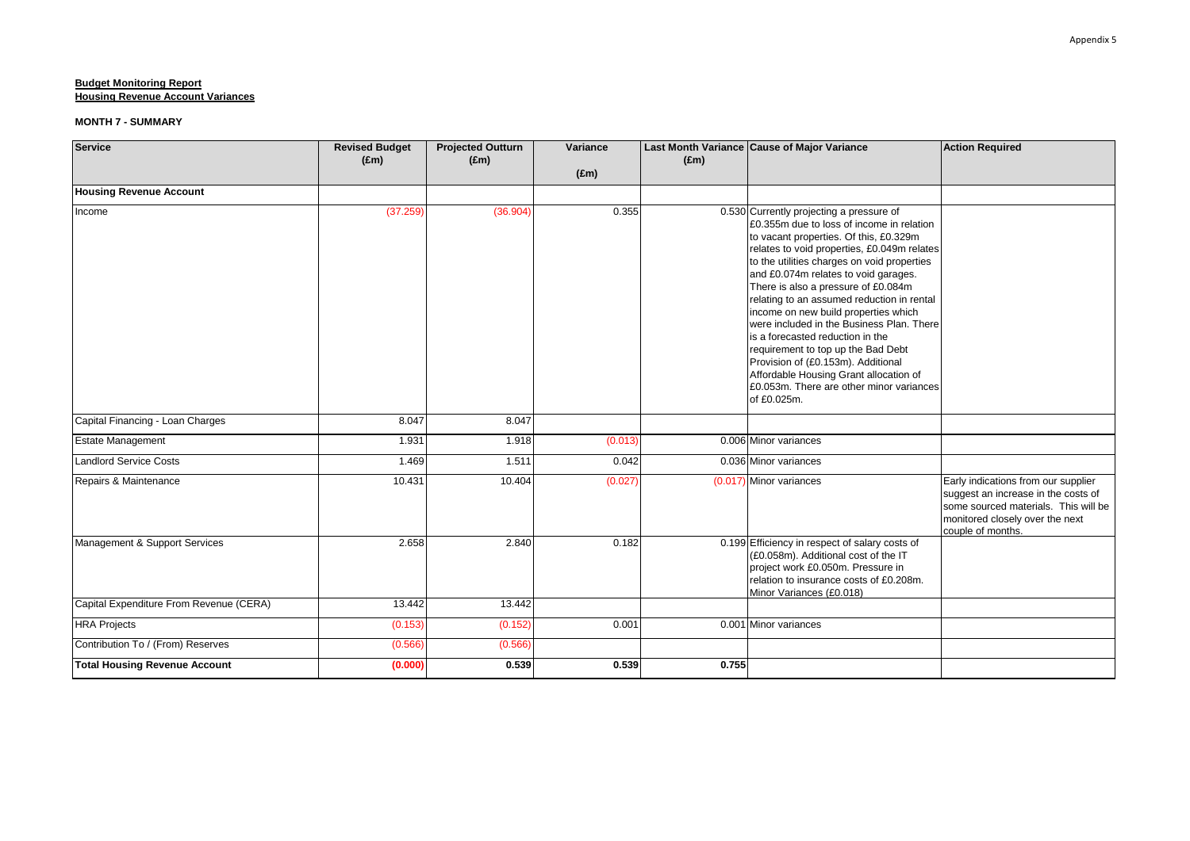Appendix 5

**Budget Monitoring Report**
**Housing Revenue Account Variances**

**MONTH 7 - SUMMARY**

| Service | Revised Budget (£m) | Projected Outturn (£m) | Variance (£m) | Last Month Variance (£m) | Cause of Major Variance | Action Required |
|---|---|---|---|---|---|---|
| **Housing Revenue Account** | | | | | | |
| Income | (37.259) | (36.904) | 0.355 | 0.530 | Currently projecting a pressure of £0.355m due to loss of income in relation to vacant properties. Of this, £0.329m relates to void properties, £0.049m relates to the utilities charges on void properties and £0.074m relates to void garages. There is also a pressure of £0.084m relating to an assumed reduction in rental income on new build properties which were included in the Business Plan. There is a forecasted reduction in the requirement to top up the Bad Debt Provision of (£0.153m). Additional Affordable Housing Grant allocation of £0.053m. There are other minor variances of £0.025m. | |
| Capital Financing - Loan Charges | 8.047 | 8.047 | | | | |
| Estate Management | 1.931 | 1.918 | (0.013) | 0.006 | Minor variances | |
| Landlord Service Costs | 1.469 | 1.511 | 0.042 | 0.036 | Minor variances | |
| Repairs & Maintenance | 10.431 | 10.404 | (0.027) | (0.017) | Minor variances | Early indications from our supplier suggest an increase in the costs of some sourced materials. This will be monitored closely over the next couple of months. |
| Management & Support Services | 2.658 | 2.840 | 0.182 | 0.199 | Efficiency in respect of salary costs of (£0.058m). Additional cost of the IT project work £0.050m. Pressure in relation to insurance costs of £0.208m. Minor Variances (£0.018) | |
| Capital Expenditure From Revenue (CERA) | 13.442 | 13.442 | | | | |
| HRA Projects | (0.153) | (0.152) | 0.001 | 0.001 | Minor variances | |
| Contribution To / (From) Reserves | (0.566) | (0.566) | | | | |
| **Total Housing Revenue Account** | **(0.000)** | **0.539** | **0.539** | **0.755** | | |